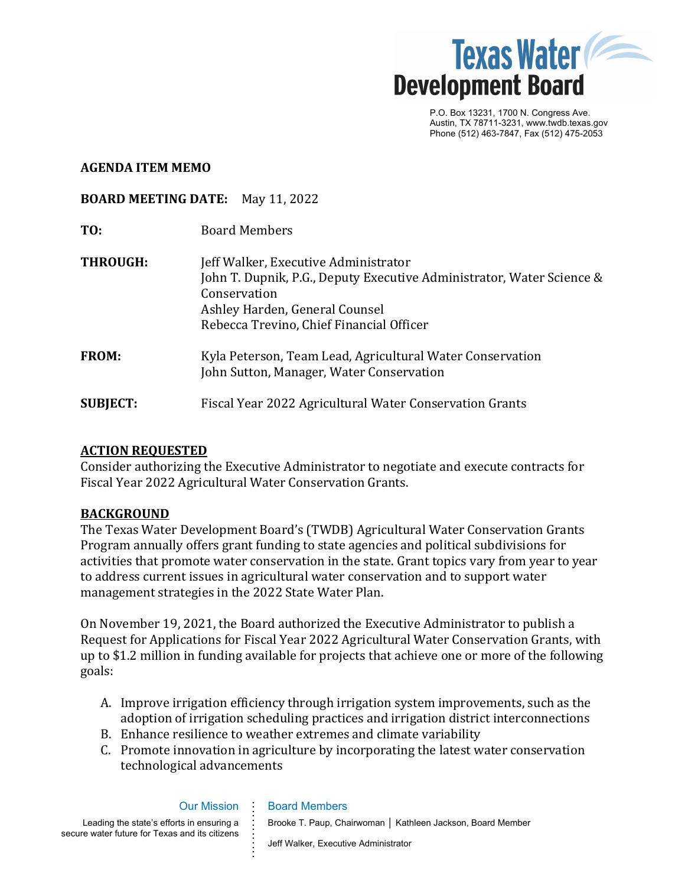Texas Water Development Board

P.O. Box 13231, 1700 N. Congress Ave.
Austin, TX 78711-3231, www.twdb.texas.gov
Phone (512) 463-7847, Fax (512) 475-2053

**AGENDA ITEM MEMO**

**BOARD MEETING DATE:** May 11, 2022

**TO:** Board Members

**THROUGH:** Jeff Walker, Executive Administrator
John T. Dupnik, P.G., Deputy Executive Administrator, Water Science & Conservation
Ashley Harden, General Counsel
Rebecca Trevino, Chief Financial Officer

**FROM:** Kyla Peterson, Team Lead, Agricultural Water Conservation
John Sutton, Manager, Water Conservation

**SUBJECT:** Fiscal Year 2022 Agricultural Water Conservation Grants

## ACTION REQUESTED

Consider authorizing the Executive Administrator to negotiate and execute contracts for Fiscal Year 2022 Agricultural Water Conservation Grants.

## BACKGROUND

The Texas Water Development Board's (TWDB) Agricultural Water Conservation Grants Program annually offers grant funding to state agencies and political subdivisions for activities that promote water conservation in the state. Grant topics vary from year to year to address current issues in agricultural water conservation and to support water management strategies in the 2022 State Water Plan.

On November 19, 2021, the Board authorized the Executive Administrator to publish a Request for Applications for Fiscal Year 2022 Agricultural Water Conservation Grants, with up to $1.2 million in funding available for projects that achieve one or more of the following goals:

A. Improve irrigation efficiency through irrigation system improvements, such as the adoption of irrigation scheduling practices and irrigation district interconnections
B. Enhance resilience to weather extremes and climate variability
C. Promote innovation in agriculture by incorporating the latest water conservation technological advancements

Our Mission

Leading the state's efforts in ensuring a secure water future for Texas and its citizens

Board Members

Brooke T. Paup, Chairwoman | Kathleen Jackson, Board Member

Jeff Walker, Executive Administrator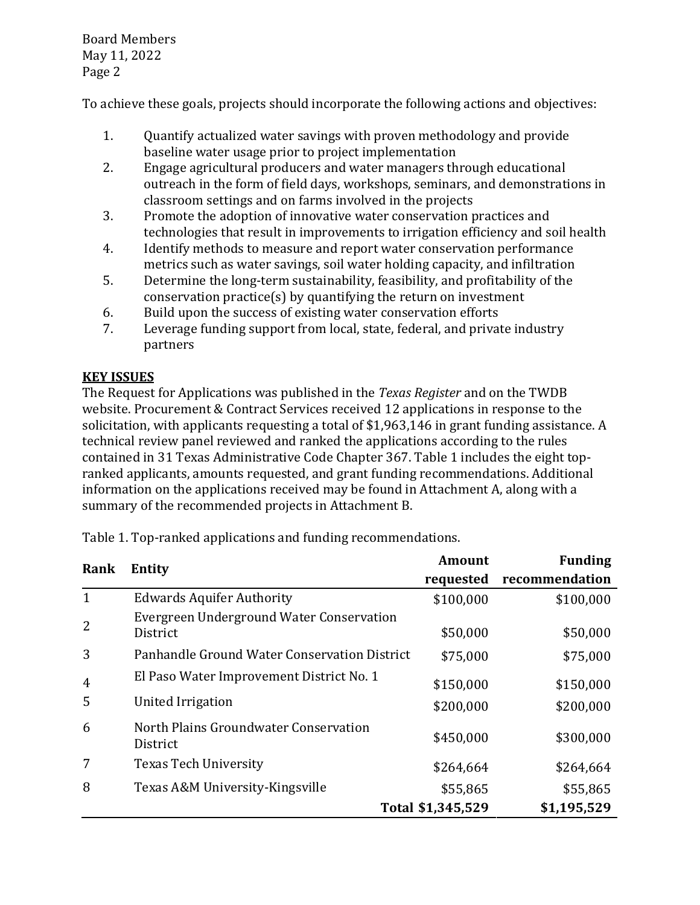To achieve these goals, projects should incorporate the following actions and objectives:

1. Quantify actualized water savings with proven methodology and provide baseline water usage prior to project implementation
2. Engage agricultural producers and water managers through educational outreach in the form of field days, workshops, seminars, and demonstrations in classroom settings and on farms involved in the projects
3. Promote the adoption of innovative water conservation practices and technologies that result in improvements to irrigation efficiency and soil health
4. Identify methods to measure and report water conservation performance metrics such as water savings, soil water holding capacity, and infiltration
5. Determine the long-term sustainability, feasibility, and profitability of the conservation practice(s) by quantifying the return on investment
6. Build upon the success of existing water conservation efforts
7. Leverage funding support from local, state, federal, and private industry partners

**KEY ISSUES**

The Request for Applications was published in the *Texas Register* and on the TWDB website. Procurement & Contract Services received 12 applications in response to the solicitation, with applicants requesting a total of $1,963,146 in grant funding assistance. A technical review panel reviewed and ranked the applications according to the rules contained in 31 Texas Administrative Code Chapter 367. Table 1 includes the eight top-ranked applicants, amounts requested, and grant funding recommendations. Additional information on the applications received may be found in Attachment A, along with a summary of the recommended projects in Attachment B.

Table 1. Top-ranked applications and funding recommendations.

| Rank | Entity | Amount requested | Funding recommendation |
|---|---|---|---|
| 1 | Edwards Aquifer Authority | $100,000 | $100,000 |
| 2 | Evergreen Underground Water Conservation District | $50,000 | $50,000 |
| 3 | Panhandle Ground Water Conservation District | $75,000 | $75,000 |
| 4 | El Paso Water Improvement District No. 1 | $150,000 | $150,000 |
| 5 | United Irrigation | $200,000 | $200,000 |
| 6 | North Plains Groundwater Conservation District | $450,000 | $300,000 |
| 7 | Texas Tech University | $264,664 | $264,664 |
| 8 | Texas A&M University-Kingsville | $55,865 | $55,865 |
| | **Total** | **$1,345,529** | **$1,195,529** |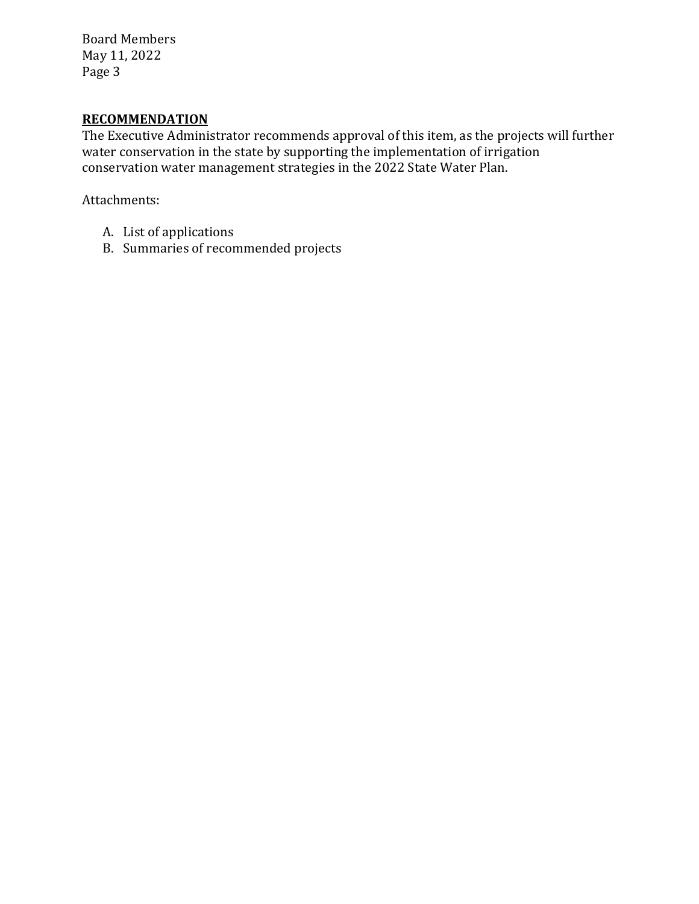## RECOMMENDATION

The Executive Administrator recommends approval of this item, as the projects will further water conservation in the state by supporting the implementation of irrigation conservation water management strategies in the 2022 State Water Plan.

Attachments:

A. List of applications
B. Summaries of recommended projects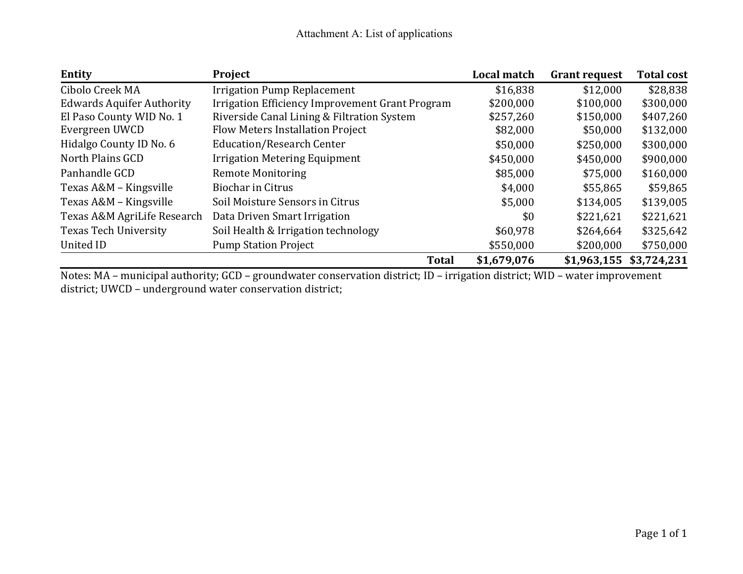Attachment A: List of applications

| Entity | Project | Local match | Grant request | Total cost |
|---|---|---|---|---|
| Cibolo Creek MA | Irrigation Pump Replacement | $16,838 | $12,000 | $28,838 |
| Edwards Aquifer Authority | Irrigation Efficiency Improvement Grant Program | $200,000 | $100,000 | $300,000 |
| El Paso County WID No. 1 | Riverside Canal Lining & Filtration System | $257,260 | $150,000 | $407,260 |
| Evergreen UWCD | Flow Meters Installation Project | $82,000 | $50,000 | $132,000 |
| Hidalgo County ID No. 6 | Education/Research Center | $50,000 | $250,000 | $300,000 |
| North Plains GCD | Irrigation Metering Equipment | $450,000 | $450,000 | $900,000 |
| Panhandle GCD | Remote Monitoring | $85,000 | $75,000 | $160,000 |
| Texas A&M – Kingsville | Biochar in Citrus | $4,000 | $55,865 | $59,865 |
| Texas A&M – Kingsville | Soil Moisture Sensors in Citrus | $5,000 | $134,005 | $139,005 |
| Texas A&M AgriLife Research | Data Driven Smart Irrigation | $0 | $221,621 | $221,621 |
| Texas Tech University | Soil Health & Irrigation technology | $60,978 | $264,664 | $325,642 |
| United ID | Pump Station Project | $550,000 | $200,000 | $750,000 |
| | **Total** | **$1,679,076** | **$1,963,155** | **$3,724,231** |

Notes: MA – municipal authority; GCD – groundwater conservation district; ID – irrigation district; WID – water improvement district; UWCD – underground water conservation district;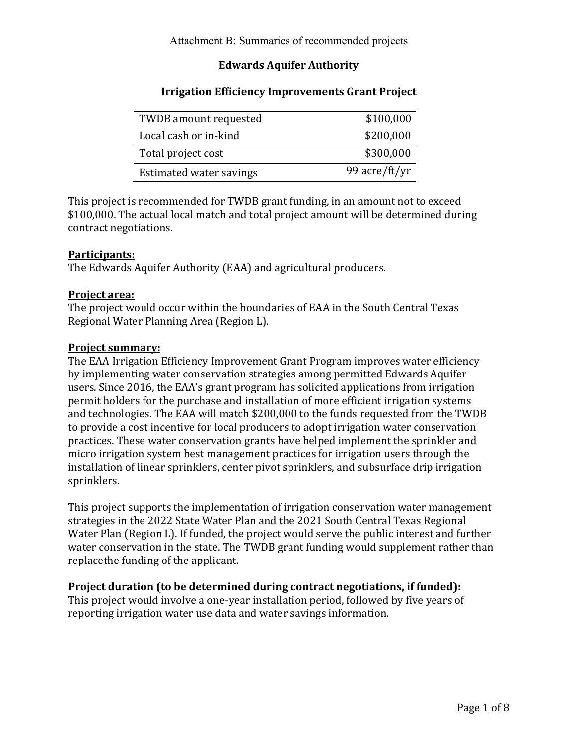Attachment B: Summaries of recommended projects

## Edwards Aquifer Authority

### Irrigation Efficiency Improvements Grant Project

| | |
|---|---:|
| TWDB amount requested | $100,000 |
| Local cash or in-kind | $200,000 |
| Total project cost | $300,000 |
| Estimated water savings | 99 acre/ft/yr |

This project is recommended for TWDB grant funding, in an amount not to exceed $100,000. The actual local match and total project amount will be determined during contract negotiations.

**Participants:**
The Edwards Aquifer Authority (EAA) and agricultural producers.

**Project area:**
The project would occur within the boundaries of EAA in the South Central Texas Regional Water Planning Area (Region L).

**Project summary:**
The EAA Irrigation Efficiency Improvement Grant Program improves water efficiency by implementing water conservation strategies among permitted Edwards Aquifer users. Since 2016, the EAA's grant program has solicited applications from irrigation permit holders for the purchase and installation of more efficient irrigation systems and technologies. The EAA will match $200,000 to the funds requested from the TWDB to provide a cost incentive for local producers to adopt irrigation water conservation practices. These water conservation grants have helped implement the sprinkler and micro irrigation system best management practices for irrigation users through the installation of linear sprinklers, center pivot sprinklers, and subsurface drip irrigation sprinklers.

This project supports the implementation of irrigation conservation water management strategies in the 2022 State Water Plan and the 2021 South Central Texas Regional Water Plan (Region L). If funded, the project would serve the public interest and further water conservation in the state. The TWDB grant funding would supplement rather than replacethe funding of the applicant.

**Project duration (to be determined during contract negotiations, if funded):**
This project would involve a one-year installation period, followed by five years of reporting irrigation water use data and water savings information.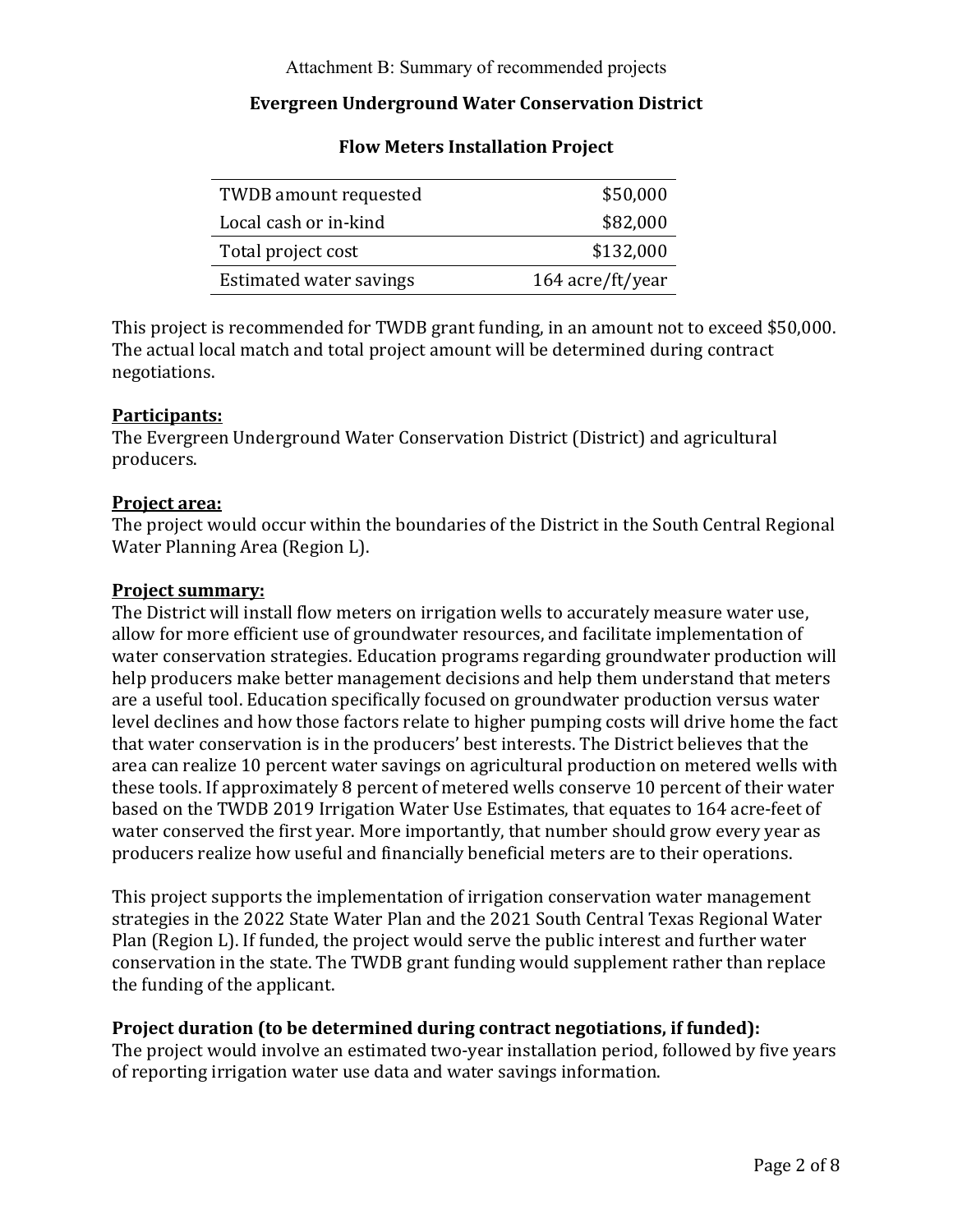Attachment B: Summary of recommended projects

## Evergreen Underground Water Conservation District

### Flow Meters Installation Project

| | |
|---|---:|
| TWDB amount requested | $50,000 |
| Local cash or in-kind | $82,000 |
| Total project cost | $132,000 |
| Estimated water savings | 164 acre/ft/year |

This project is recommended for TWDB grant funding, in an amount not to exceed $50,000. The actual local match and total project amount will be determined during contract negotiations.

**Participants:**
The Evergreen Underground Water Conservation District (District) and agricultural producers.

**Project area:**
The project would occur within the boundaries of the District in the South Central Regional Water Planning Area (Region L).

**Project summary:**
The District will install flow meters on irrigation wells to accurately measure water use, allow for more efficient use of groundwater resources, and facilitate implementation of water conservation strategies. Education programs regarding groundwater production will help producers make better management decisions and help them understand that meters are a useful tool. Education specifically focused on groundwater production versus water level declines and how those factors relate to higher pumping costs will drive home the fact that water conservation is in the producers' best interests. The District believes that the area can realize 10 percent water savings on agricultural production on metered wells with these tools. If approximately 8 percent of metered wells conserve 10 percent of their water based on the TWDB 2019 Irrigation Water Use Estimates, that equates to 164 acre-feet of water conserved the first year. More importantly, that number should grow every year as producers realize how useful and financially beneficial meters are to their operations.

This project supports the implementation of irrigation conservation water management strategies in the 2022 State Water Plan and the 2021 South Central Texas Regional Water Plan (Region L). If funded, the project would serve the public interest and further water conservation in the state. The TWDB grant funding would supplement rather than replace the funding of the applicant.

**Project duration (to be determined during contract negotiations, if funded):**
The project would involve an estimated two-year installation period, followed by five years of reporting irrigation water use data and water savings information.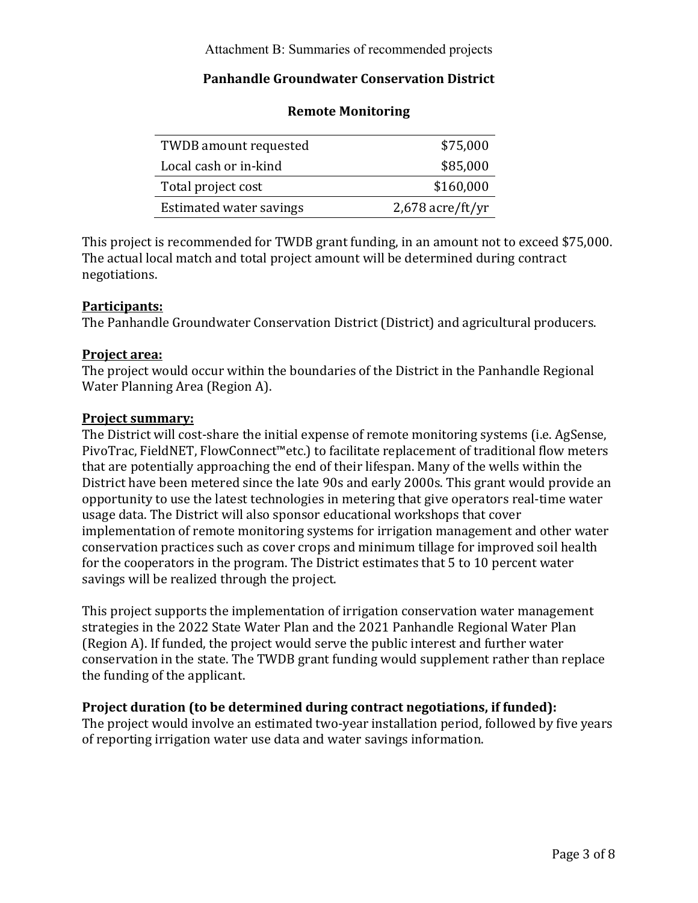Attachment B: Summaries of recommended projects

## Panhandle Groundwater Conservation District

### Remote Monitoring

| | |
|---|---:|
| TWDB amount requested | $75,000 |
| Local cash or in-kind | $85,000 |
| Total project cost | $160,000 |
| Estimated water savings | 2,678 acre/ft/yr |

This project is recommended for TWDB grant funding, in an amount not to exceed $75,000. The actual local match and total project amount will be determined during contract negotiations.

**Participants:**
The Panhandle Groundwater Conservation District (District) and agricultural producers.

**Project area:**
The project would occur within the boundaries of the District in the Panhandle Regional Water Planning Area (Region A).

**Project summary:**
The District will cost-share the initial expense of remote monitoring systems (i.e. AgSense, PivoTrac, FieldNET, FlowConnect™etc.) to facilitate replacement of traditional flow meters that are potentially approaching the end of their lifespan. Many of the wells within the District have been metered since the late 90s and early 2000s. This grant would provide an opportunity to use the latest technologies in metering that give operators real-time water usage data. The District will also sponsor educational workshops that cover implementation of remote monitoring systems for irrigation management and other water conservation practices such as cover crops and minimum tillage for improved soil health for the cooperators in the program. The District estimates that 5 to 10 percent water savings will be realized through the project.

This project supports the implementation of irrigation conservation water management strategies in the 2022 State Water Plan and the 2021 Panhandle Regional Water Plan (Region A). If funded, the project would serve the public interest and further water conservation in the state. The TWDB grant funding would supplement rather than replace the funding of the applicant.

**Project duration (to be determined during contract negotiations, if funded):**
The project would involve an estimated two-year installation period, followed by five years of reporting irrigation water use data and water savings information.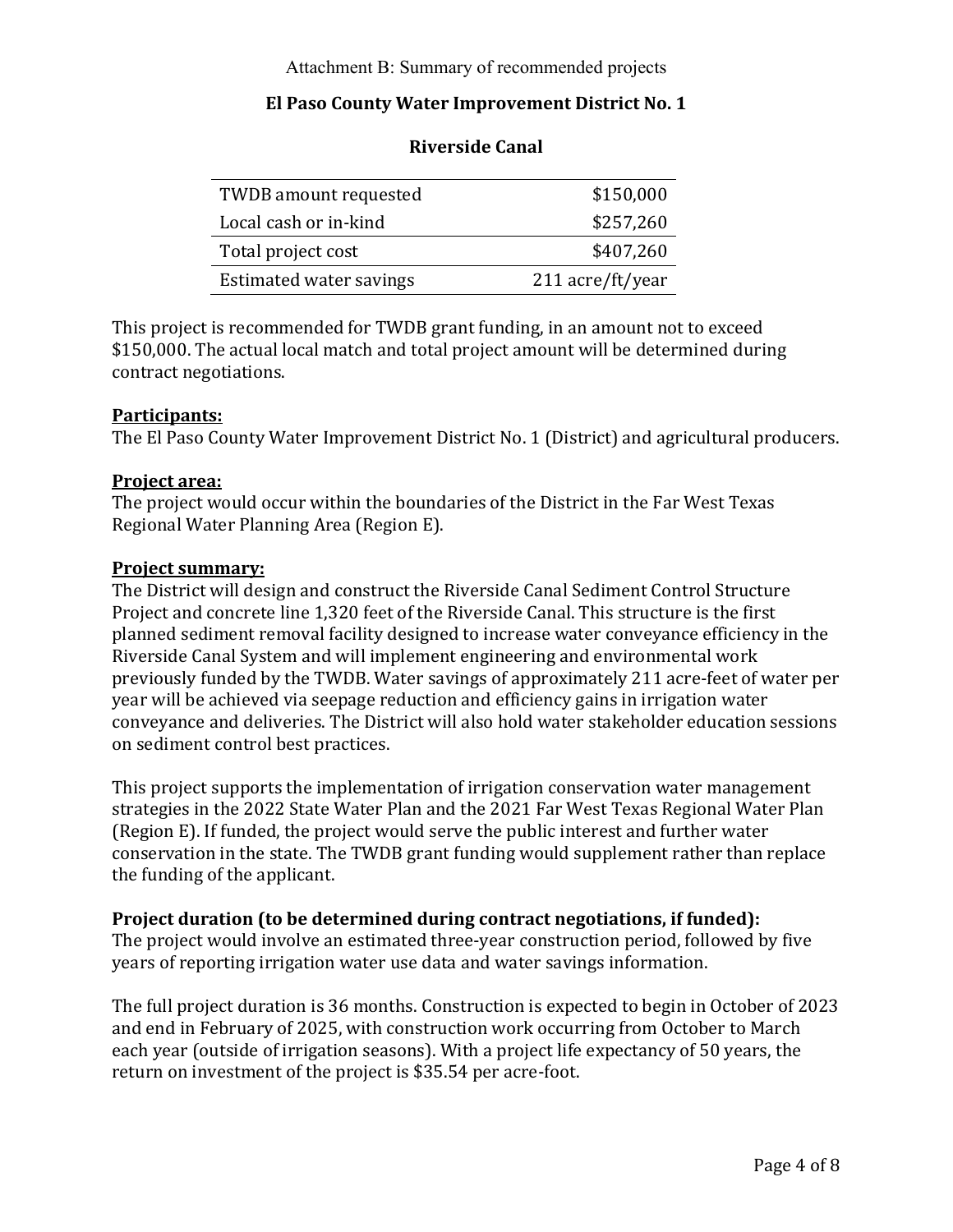Attachment B: Summary of recommended projects

## El Paso County Water Improvement District No. 1

### Riverside Canal

| | |
|---|---:|
| TWDB amount requested | $150,000 |
| Local cash or in-kind | $257,260 |
| Total project cost | $407,260 |
| Estimated water savings | 211 acre/ft/year |

This project is recommended for TWDB grant funding, in an amount not to exceed $150,000. The actual local match and total project amount will be determined during contract negotiations.

**Participants:**
The El Paso County Water Improvement District No. 1 (District) and agricultural producers.

**Project area:**
The project would occur within the boundaries of the District in the Far West Texas Regional Water Planning Area (Region E).

**Project summary:**
The District will design and construct the Riverside Canal Sediment Control Structure Project and concrete line 1,320 feet of the Riverside Canal. This structure is the first planned sediment removal facility designed to increase water conveyance efficiency in the Riverside Canal System and will implement engineering and environmental work previously funded by the TWDB. Water savings of approximately 211 acre-feet of water per year will be achieved via seepage reduction and efficiency gains in irrigation water conveyance and deliveries. The District will also hold water stakeholder education sessions on sediment control best practices.

This project supports the implementation of irrigation conservation water management strategies in the 2022 State Water Plan and the 2021 Far West Texas Regional Water Plan (Region E). If funded, the project would serve the public interest and further water conservation in the state. The TWDB grant funding would supplement rather than replace the funding of the applicant.

**Project duration (to be determined during contract negotiations, if funded):**
The project would involve an estimated three-year construction period, followed by five years of reporting irrigation water use data and water savings information.

The full project duration is 36 months. Construction is expected to begin in October of 2023 and end in February of 2025, with construction work occurring from October to March each year (outside of irrigation seasons). With a project life expectancy of 50 years, the return on investment of the project is $35.54 per acre-foot.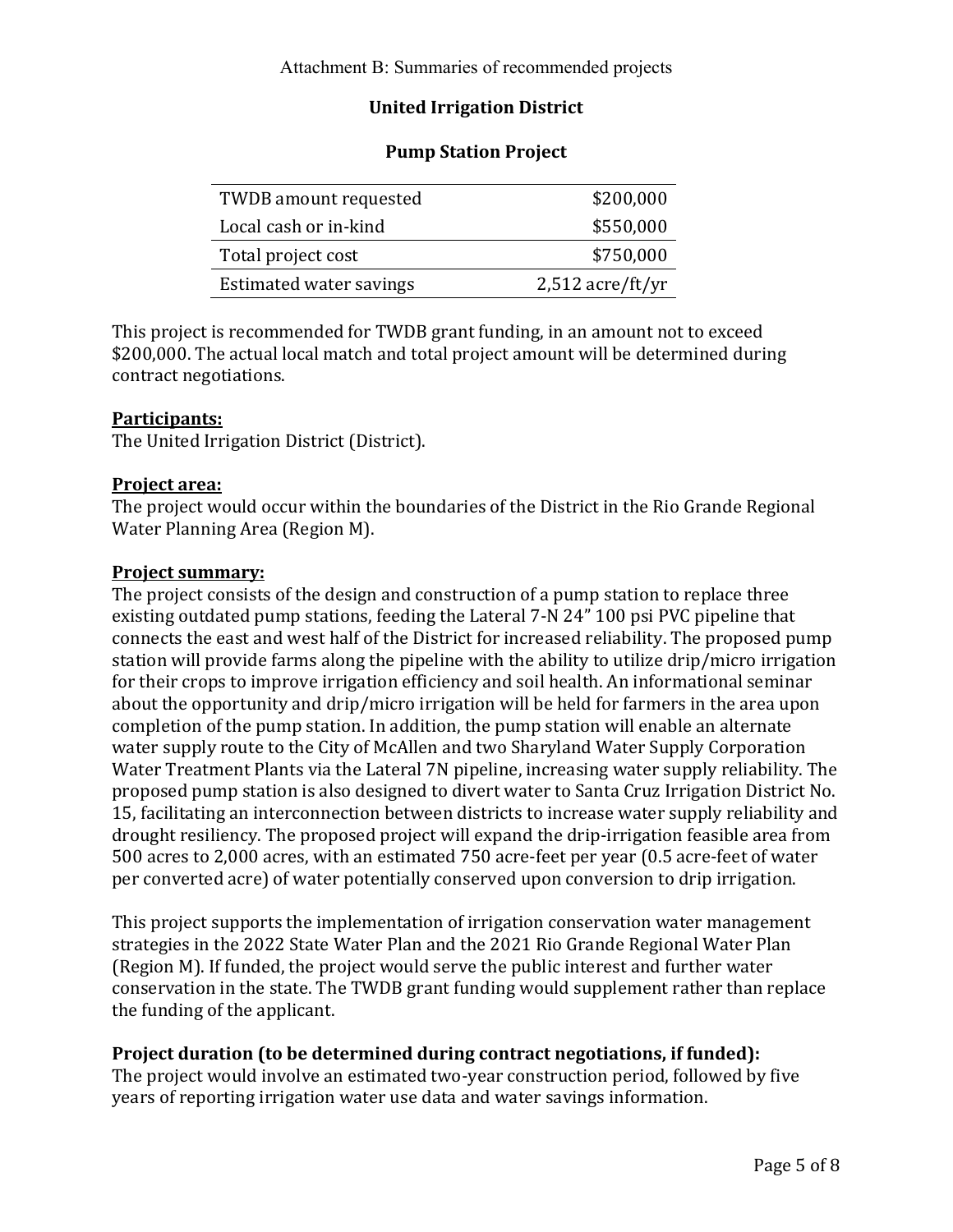Attachment B: Summaries of recommended projects

## United Irrigation District

### Pump Station Project

| | |
|---|---:|
| TWDB amount requested | $200,000 |
| Local cash or in-kind | $550,000 |
| Total project cost | $750,000 |
| Estimated water savings | 2,512 acre/ft/yr |

This project is recommended for TWDB grant funding, in an amount not to exceed $200,000. The actual local match and total project amount will be determined during contract negotiations.

**Participants:**
The United Irrigation District (District).

**Project area:**
The project would occur within the boundaries of the District in the Rio Grande Regional Water Planning Area (Region M).

**Project summary:**
The project consists of the design and construction of a pump station to replace three existing outdated pump stations, feeding the Lateral 7-N 24" 100 psi PVC pipeline that connects the east and west half of the District for increased reliability. The proposed pump station will provide farms along the pipeline with the ability to utilize drip/micro irrigation for their crops to improve irrigation efficiency and soil health. An informational seminar about the opportunity and drip/micro irrigation will be held for farmers in the area upon completion of the pump station. In addition, the pump station will enable an alternate water supply route to the City of McAllen and two Sharyland Water Supply Corporation Water Treatment Plants via the Lateral 7N pipeline, increasing water supply reliability. The proposed pump station is also designed to divert water to Santa Cruz Irrigation District No. 15, facilitating an interconnection between districts to increase water supply reliability and drought resiliency. The proposed project will expand the drip-irrigation feasible area from 500 acres to 2,000 acres, with an estimated 750 acre-feet per year (0.5 acre-feet of water per converted acre) of water potentially conserved upon conversion to drip irrigation.

This project supports the implementation of irrigation conservation water management strategies in the 2022 State Water Plan and the 2021 Rio Grande Regional Water Plan (Region M). If funded, the project would serve the public interest and further water conservation in the state. The TWDB grant funding would supplement rather than replace the funding of the applicant.

**Project duration (to be determined during contract negotiations, if funded):**
The project would involve an estimated two-year construction period, followed by five years of reporting irrigation water use data and water savings information.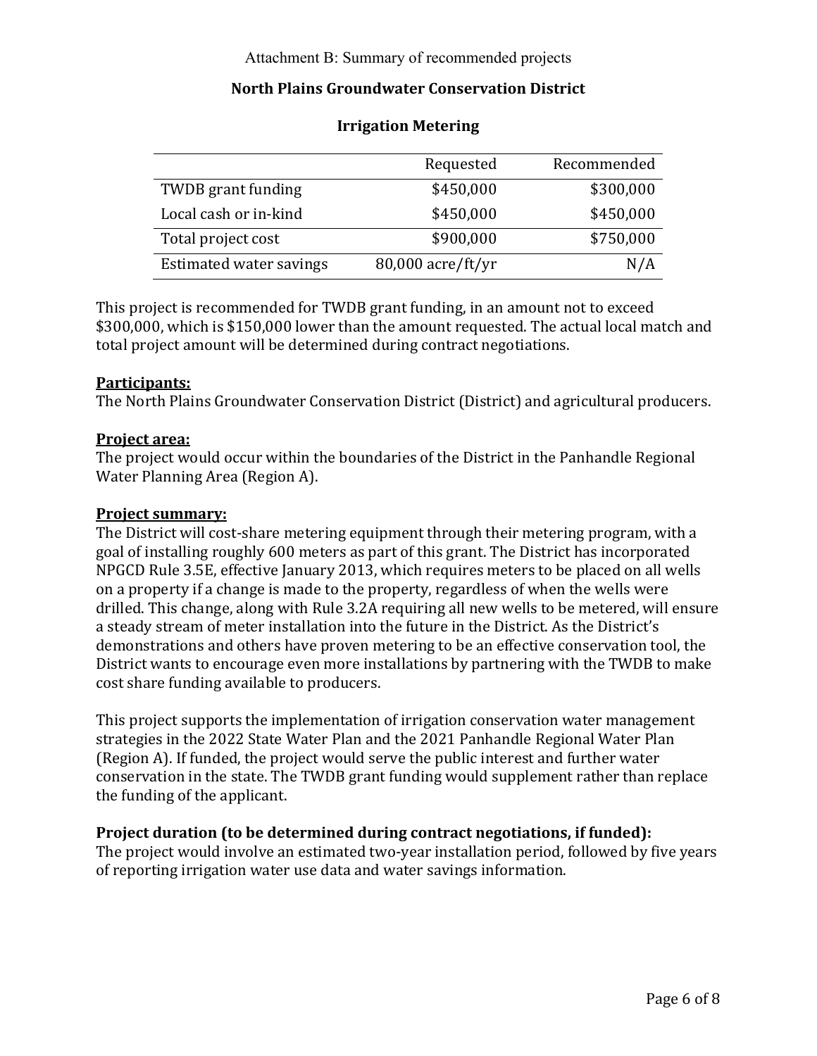Attachment B: Summary of recommended projects

## North Plains Groundwater Conservation District

### Irrigation Metering

| | Requested | Recommended |
|---|---|---|
| TWDB grant funding | \$450,000 | \$300,000 |
| Local cash or in-kind | \$450,000 | \$450,000 |
| Total project cost | \$900,000 | \$750,000 |
| Estimated water savings | 80,000 acre/ft/yr | N/A |

This project is recommended for TWDB grant funding, in an amount not to exceed \$300,000, which is \$150,000 lower than the amount requested. The actual local match and total project amount will be determined during contract negotiations.

**Participants:**
The North Plains Groundwater Conservation District (District) and agricultural producers.

**Project area:**
The project would occur within the boundaries of the District in the Panhandle Regional Water Planning Area (Region A).

**Project summary:**
The District will cost-share metering equipment through their metering program, with a goal of installing roughly 600 meters as part of this grant. The District has incorporated NPGCD Rule 3.5E, effective January 2013, which requires meters to be placed on all wells on a property if a change is made to the property, regardless of when the wells were drilled. This change, along with Rule 3.2A requiring all new wells to be metered, will ensure a steady stream of meter installation into the future in the District. As the District's demonstrations and others have proven metering to be an effective conservation tool, the District wants to encourage even more installations by partnering with the TWDB to make cost share funding available to producers.

This project supports the implementation of irrigation conservation water management strategies in the 2022 State Water Plan and the 2021 Panhandle Regional Water Plan (Region A). If funded, the project would serve the public interest and further water conservation in the state. The TWDB grant funding would supplement rather than replace the funding of the applicant.

**Project duration (to be determined during contract negotiations, if funded):**
The project would involve an estimated two-year installation period, followed by five years of reporting irrigation water use data and water savings information.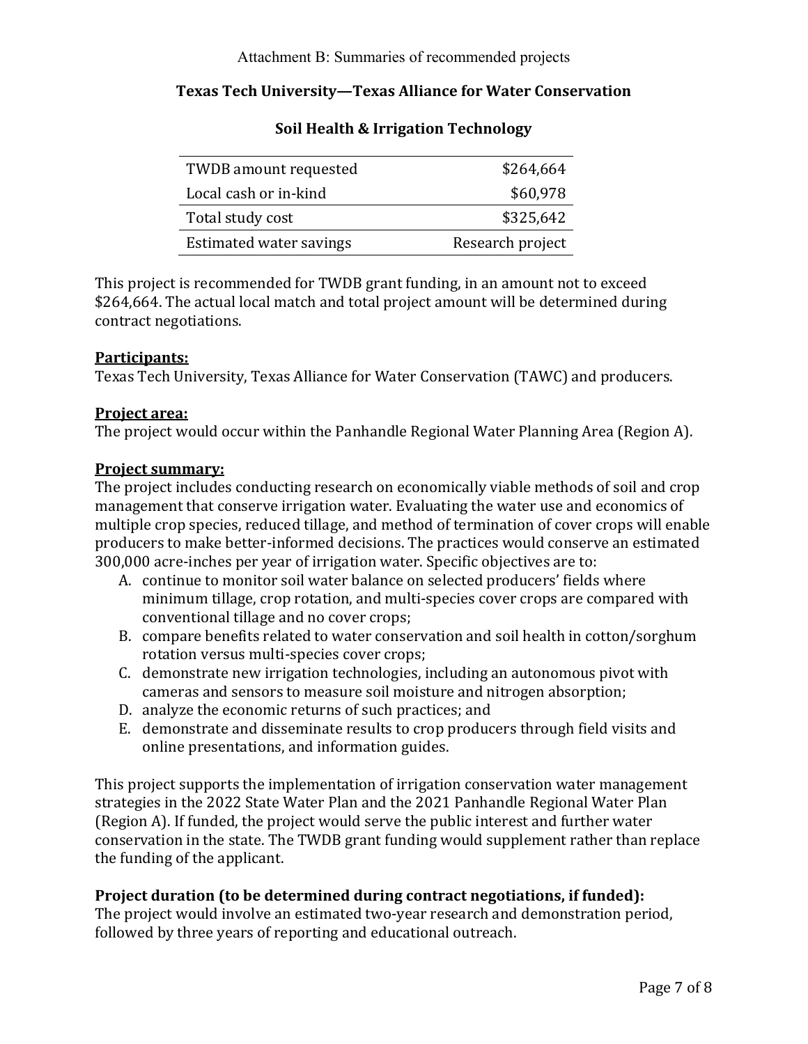Attachment B: Summaries of recommended projects

## Texas Tech University—Texas Alliance for Water Conservation

### Soil Health & Irrigation Technology

| | |
|---|---:|
| TWDB amount requested | $264,664 |
| Local cash or in-kind | $60,978 |
| Total study cost | $325,642 |
| Estimated water savings | Research project |

This project is recommended for TWDB grant funding, in an amount not to exceed $264,664. The actual local match and total project amount will be determined during contract negotiations.

**Participants:**
Texas Tech University, Texas Alliance for Water Conservation (TAWC) and producers.

**Project area:**
The project would occur within the Panhandle Regional Water Planning Area (Region A).

**Project summary:**
The project includes conducting research on economically viable methods of soil and crop management that conserve irrigation water. Evaluating the water use and economics of multiple crop species, reduced tillage, and method of termination of cover crops will enable producers to make better-informed decisions. The practices would conserve an estimated 300,000 acre-inches per year of irrigation water. Specific objectives are to:

A. continue to monitor soil water balance on selected producers' fields where minimum tillage, crop rotation, and multi-species cover crops are compared with conventional tillage and no cover crops;
B. compare benefits related to water conservation and soil health in cotton/sorghum rotation versus multi-species cover crops;
C. demonstrate new irrigation technologies, including an autonomous pivot with cameras and sensors to measure soil moisture and nitrogen absorption;
D. analyze the economic returns of such practices; and
E. demonstrate and disseminate results to crop producers through field visits and online presentations, and information guides.

This project supports the implementation of irrigation conservation water management strategies in the 2022 State Water Plan and the 2021 Panhandle Regional Water Plan (Region A). If funded, the project would serve the public interest and further water conservation in the state. The TWDB grant funding would supplement rather than replace the funding of the applicant.

**Project duration (to be determined during contract negotiations, if funded):**
The project would involve an estimated two-year research and demonstration period, followed by three years of reporting and educational outreach.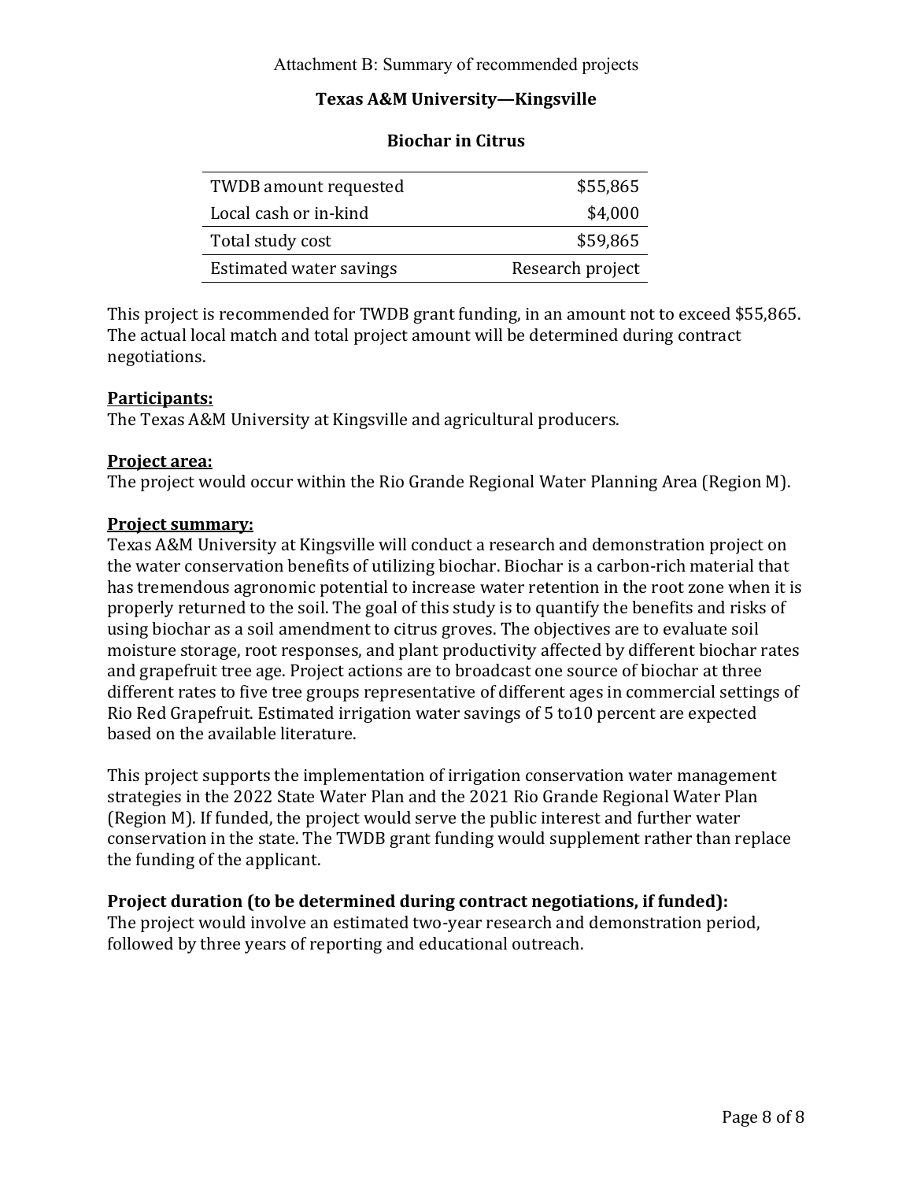Attachment B: Summary of recommended projects

## Texas A&M University—Kingsville

### Biochar in Citrus

| | |
|---|---|
| TWDB amount requested | $55,865 |
| Local cash or in-kind | $4,000 |
| Total study cost | $59,865 |
| Estimated water savings | Research project |

This project is recommended for TWDB grant funding, in an amount not to exceed $55,865. The actual local match and total project amount will be determined during contract negotiations.

**Participants:**
The Texas A&M University at Kingsville and agricultural producers.

**Project area:**
The project would occur within the Rio Grande Regional Water Planning Area (Region M).

**Project summary:**
Texas A&M University at Kingsville will conduct a research and demonstration project on the water conservation benefits of utilizing biochar. Biochar is a carbon-rich material that has tremendous agronomic potential to increase water retention in the root zone when it is properly returned to the soil. The goal of this study is to quantify the benefits and risks of using biochar as a soil amendment to citrus groves. The objectives are to evaluate soil moisture storage, root responses, and plant productivity affected by different biochar rates and grapefruit tree age. Project actions are to broadcast one source of biochar at three different rates to five tree groups representative of different ages in commercial settings of Rio Red Grapefruit. Estimated irrigation water savings of 5 to10 percent are expected based on the available literature.

This project supports the implementation of irrigation conservation water management strategies in the 2022 State Water Plan and the 2021 Rio Grande Regional Water Plan (Region M). If funded, the project would serve the public interest and further water conservation in the state. The TWDB grant funding would supplement rather than replace the funding of the applicant.

**Project duration (to be determined during contract negotiations, if funded):**
The project would involve an estimated two-year research and demonstration period, followed by three years of reporting and educational outreach.